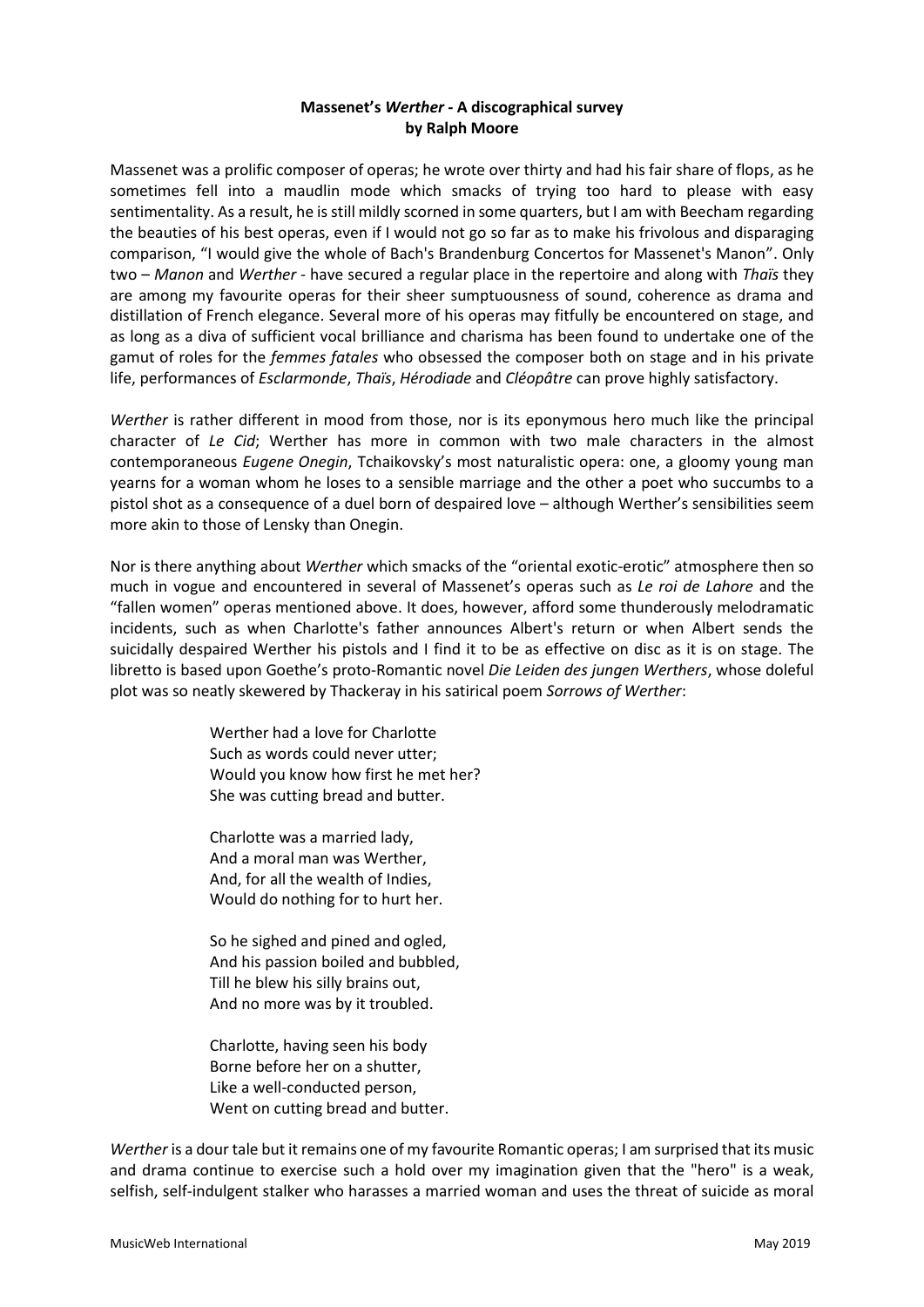**Massenet's *Werther* - A discographical survey**
**by Ralph Moore**

Massenet was a prolific composer of operas; he wrote over thirty and had his fair share of flops, as he sometimes fell into a maudlin mode which smacks of trying too hard to please with easy sentimentality. As a result, he is still mildly scorned in some quarters, but I am with Beecham regarding the beauties of his best operas, even if I would not go so far as to make his frivolous and disparaging comparison, "I would give the whole of Bach's Brandenburg Concertos for Massenet's Manon". Only two – *Manon* and *Werther* - have secured a regular place in the repertoire and along with *Thaïs* they are among my favourite operas for their sheer sumptuousness of sound, coherence as drama and distillation of French elegance. Several more of his operas may fitfully be encountered on stage, and as long as a diva of sufficient vocal brilliance and charisma has been found to undertake one of the gamut of roles for the *femmes fatales* who obsessed the composer both on stage and in his private life, performances of *Esclarmonde*, *Thaïs*, *Hérodiade* and *Cléopâtre* can prove highly satisfactory.

*Werther* is rather different in mood from those, nor is its eponymous hero much like the principal character of *Le Cid*; Werther has more in common with two male characters in the almost contemporaneous *Eugene Onegin*, Tchaikovsky's most naturalistic opera: one, a gloomy young man yearns for a woman whom he loses to a sensible marriage and the other a poet who succumbs to a pistol shot as a consequence of a duel born of despaired love – although Werther's sensibilities seem more akin to those of Lensky than Onegin.

Nor is there anything about *Werther* which smacks of the "oriental exotic-erotic" atmosphere then so much in vogue and encountered in several of Massenet's operas such as *Le roi de Lahore* and the "fallen women" operas mentioned above. It does, however, afford some thunderously melodramatic incidents, such as when Charlotte's father announces Albert's return or when Albert sends the suicidally despaired Werther his pistols and I find it to be as effective on disc as it is on stage. The libretto is based upon Goethe's proto-Romantic novel *Die Leiden des jungen Werthers*, whose doleful plot was so neatly skewered by Thackeray in his satirical poem *Sorrows of Werther*:

> Werther had a love for Charlotte
> Such as words could never utter;
> Would you know how first he met her?
> She was cutting bread and butter.
>
> Charlotte was a married lady,
> And a moral man was Werther,
> And, for all the wealth of Indies,
> Would do nothing for to hurt her.
>
> So he sighed and pined and ogled,
> And his passion boiled and bubbled,
> Till he blew his silly brains out,
> And no more was by it troubled.
>
> Charlotte, having seen his body
> Borne before her on a shutter,
> Like a well-conducted person,
> Went on cutting bread and butter.

*Werther* is a dour tale but it remains one of my favourite Romantic operas; I am surprised that its music and drama continue to exercise such a hold over my imagination given that the "hero" is a weak, selfish, self-indulgent stalker who harasses a married woman and uses the threat of suicide as moral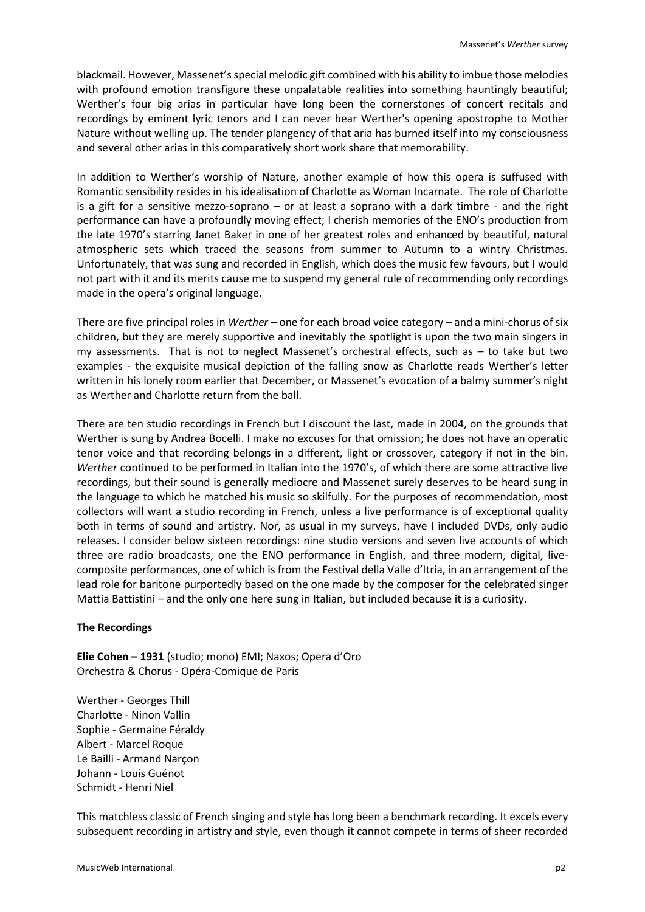blackmail. However, Massenet's special melodic gift combined with his ability to imbue those melodies with profound emotion transfigure these unpalatable realities into something hauntingly beautiful; Werther's four big arias in particular have long been the cornerstones of concert recitals and recordings by eminent lyric tenors and I can never hear Werther's opening apostrophe to Mother Nature without welling up. The tender plangency of that aria has burned itself into my consciousness and several other arias in this comparatively short work share that memorability.

In addition to Werther's worship of Nature, another example of how this opera is suffused with Romantic sensibility resides in his idealisation of Charlotte as Woman Incarnate. The role of Charlotte is a gift for a sensitive mezzo-soprano – or at least a soprano with a dark timbre - and the right performance can have a profoundly moving effect; I cherish memories of the ENO's production from the late 1970's starring Janet Baker in one of her greatest roles and enhanced by beautiful, natural atmospheric sets which traced the seasons from summer to Autumn to a wintry Christmas. Unfortunately, that was sung and recorded in English, which does the music few favours, but I would not part with it and its merits cause me to suspend my general rule of recommending only recordings made in the opera's original language.

There are five principal roles in *Werther* – one for each broad voice category – and a mini-chorus of six children, but they are merely supportive and inevitably the spotlight is upon the two main singers in my assessments. That is not to neglect Massenet's orchestral effects, such as – to take but two examples - the exquisite musical depiction of the falling snow as Charlotte reads Werther's letter written in his lonely room earlier that December, or Massenet's evocation of a balmy summer's night as Werther and Charlotte return from the ball.

There are ten studio recordings in French but I discount the last, made in 2004, on the grounds that Werther is sung by Andrea Bocelli. I make no excuses for that omission; he does not have an operatic tenor voice and that recording belongs in a different, light or crossover, category if not in the bin. *Werther* continued to be performed in Italian into the 1970's, of which there are some attractive live recordings, but their sound is generally mediocre and Massenet surely deserves to be heard sung in the language to which he matched his music so skilfully. For the purposes of recommendation, most collectors will want a studio recording in French, unless a live performance is of exceptional quality both in terms of sound and artistry. Nor, as usual in my surveys, have I included DVDs, only audio releases. I consider below sixteen recordings: nine studio versions and seven live accounts of which three are radio broadcasts, one the ENO performance in English, and three modern, digital, live-composite performances, one of which is from the Festival della Valle d'Itria, in an arrangement of the lead role for baritone purportedly based on the one made by the composer for the celebrated singer Mattia Battistini – and the only one here sung in Italian, but included because it is a curiosity.

**The Recordings**

**Elie Cohen – 1931** (studio; mono) EMI; Naxos; Opera d'Oro
Orchestra & Chorus - Opéra-Comique de Paris

Werther - Georges Thill
Charlotte - Ninon Vallin
Sophie - Germaine Féraldy
Albert - Marcel Roque
Le Bailli - Armand Narçon
Johann - Louis Guénot
Schmidt - Henri Niel

This matchless classic of French singing and style has long been a benchmark recording. It excels every subsequent recording in artistry and style, even though it cannot compete in terms of sheer recorded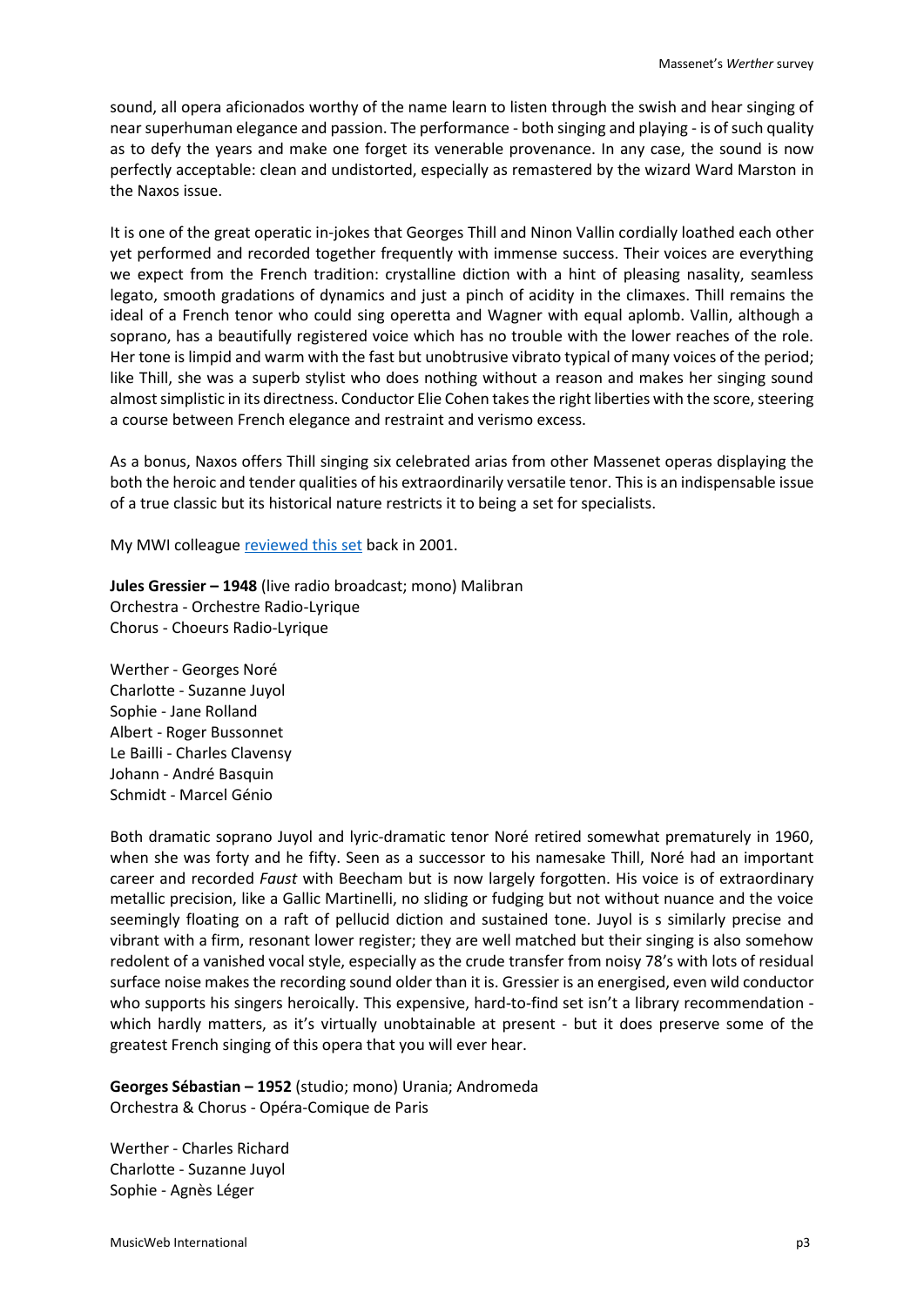sound, all opera aficionados worthy of the name learn to listen through the swish and hear singing of near superhuman elegance and passion. The performance - both singing and playing - is of such quality as to defy the years and make one forget its venerable provenance. In any case, the sound is now perfectly acceptable: clean and undistorted, especially as remastered by the wizard Ward Marston in the Naxos issue.

It is one of the great operatic in-jokes that Georges Thill and Ninon Vallin cordially loathed each other yet performed and recorded together frequently with immense success. Their voices are everything we expect from the French tradition: crystalline diction with a hint of pleasing nasality, seamless legato, smooth gradations of dynamics and just a pinch of acidity in the climaxes. Thill remains the ideal of a French tenor who could sing operetta and Wagner with equal aplomb. Vallin, although a soprano, has a beautifully registered voice which has no trouble with the lower reaches of the role. Her tone is limpid and warm with the fast but unobtrusive vibrato typical of many voices of the period; like Thill, she was a superb stylist who does nothing without a reason and makes her singing sound almost simplistic in its directness. Conductor Elie Cohen takes the right liberties with the score, steering a course between French elegance and restraint and verismo excess.

As a bonus, Naxos offers Thill singing six celebrated arias from other Massenet operas displaying the both the heroic and tender qualities of his extraordinarily versatile tenor. This is an indispensable issue of a true classic but its historical nature restricts it to being a set for specialists.

My MWI colleague [reviewed this set] back in 2001.

**Jules Gressier – 1948** (live radio broadcast; mono) Malibran
Orchestra - Orchestre Radio-Lyrique
Chorus - Choeurs Radio-Lyrique

Werther - Georges Noré
Charlotte - Suzanne Juyol
Sophie - Jane Rolland
Albert - Roger Bussonnet
Le Bailli - Charles Clavensy
Johann - André Basquin
Schmidt - Marcel Génio

Both dramatic soprano Juyol and lyric-dramatic tenor Noré retired somewhat prematurely in 1960, when she was forty and he fifty. Seen as a successor to his namesake Thill, Noré had an important career and recorded *Faust* with Beecham but is now largely forgotten. His voice is of extraordinary metallic precision, like a Gallic Martinelli, no sliding or fudging but not without nuance and the voice seemingly floating on a raft of pellucid diction and sustained tone. Juyol is s similarly precise and vibrant with a firm, resonant lower register; they are well matched but their singing is also somehow redolent of a vanished vocal style, especially as the crude transfer from noisy 78's with lots of residual surface noise makes the recording sound older than it is. Gressier is an energised, even wild conductor who supports his singers heroically. This expensive, hard-to-find set isn't a library recommendation - which hardly matters, as it's virtually unobtainable at present - but it does preserve some of the greatest French singing of this opera that you will ever hear.

**Georges Sébastian – 1952** (studio; mono) Urania; Andromeda
Orchestra & Chorus - Opéra-Comique de Paris

Werther - Charles Richard
Charlotte - Suzanne Juyol
Sophie - Agnès Léger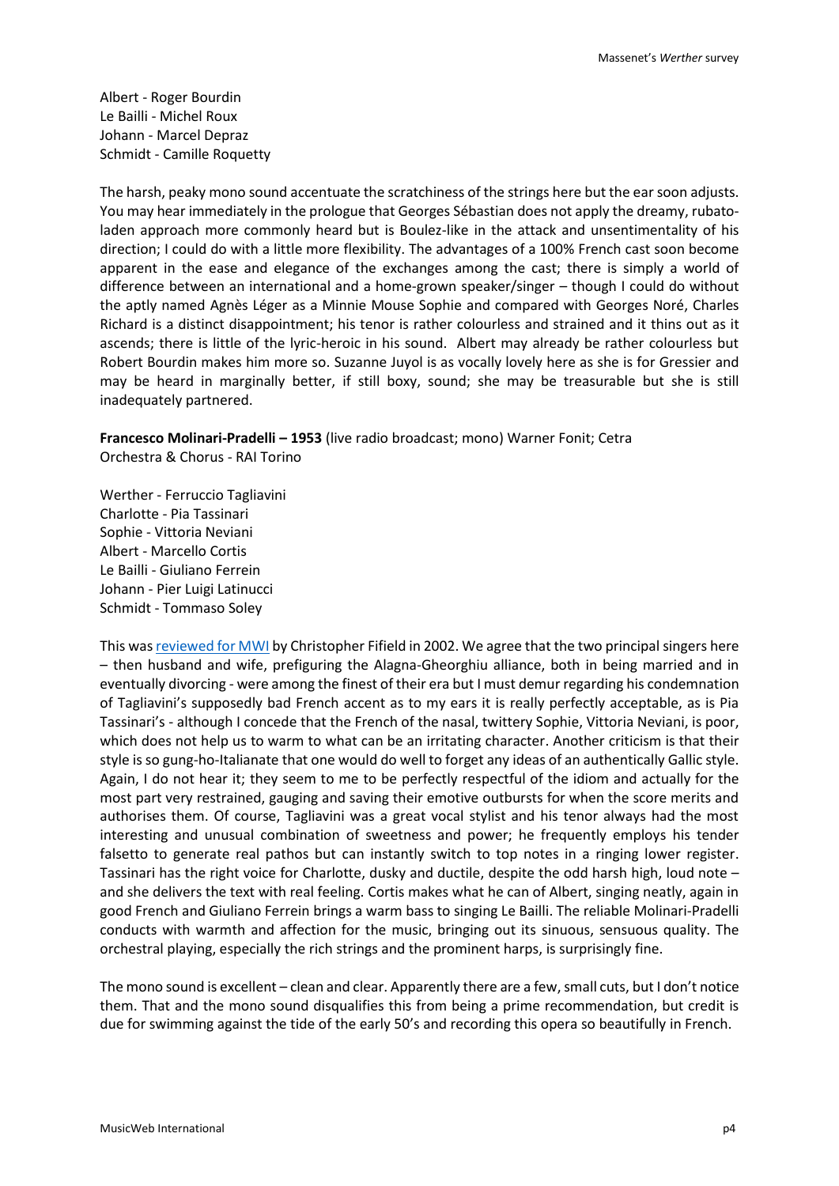Albert - Roger Bourdin  
Le Bailli - Michel Roux  
Johann - Marcel Depraz  
Schmidt - Camille Roquetty

The harsh, peaky mono sound accentuate the scratchiness of the strings here but the ear soon adjusts. You may hear immediately in the prologue that Georges Sébastian does not apply the dreamy, rubato-laden approach more commonly heard but is Boulez-like in the attack and unsentimentality of his direction; I could do with a little more flexibility. The advantages of a 100% French cast soon become apparent in the ease and elegance of the exchanges among the cast; there is simply a world of difference between an international and a home-grown speaker/singer – though I could do without the aptly named Agnès Léger as a Minnie Mouse Sophie and compared with Georges Noré, Charles Richard is a distinct disappointment; his tenor is rather colourless and strained and it thins out as it ascends; there is little of the lyric-heroic in his sound. Albert may already be rather colourless but Robert Bourdin makes him more so. Suzanne Juyol is as vocally lovely here as she is for Gressier and may be heard in marginally better, if still boxy, sound; she may be treasurable but she is still inadequately partnered.

**Francesco Molinari-Pradelli – 1953** (live radio broadcast; mono) Warner Fonit; Cetra  
Orchestra & Chorus - RAI Torino

Werther - Ferruccio Tagliavini  
Charlotte - Pia Tassinari  
Sophie - Vittoria Neviani  
Albert - Marcello Cortis  
Le Bailli - Giuliano Ferrein  
Johann - Pier Luigi Latinucci  
Schmidt - Tommaso Soley

This was reviewed for MWI by Christopher Fifield in 2002. We agree that the two principal singers here – then husband and wife, prefiguring the Alagna-Gheorghiu alliance, both in being married and in eventually divorcing - were among the finest of their era but I must demur regarding his condemnation of Tagliavini's supposedly bad French accent as to my ears it is really perfectly acceptable, as is Pia Tassinari's - although I concede that the French of the nasal, twittery Sophie, Vittoria Neviani, is poor, which does not help us to warm to what can be an irritating character. Another criticism is that their style is so gung-ho-Italianate that one would do well to forget any ideas of an authentically Gallic style. Again, I do not hear it; they seem to me to be perfectly respectful of the idiom and actually for the most part very restrained, gauging and saving their emotive outbursts for when the score merits and authorises them. Of course, Tagliavini was a great vocal stylist and his tenor always had the most interesting and unusual combination of sweetness and power; he frequently employs his tender falsetto to generate real pathos but can instantly switch to top notes in a ringing lower register. Tassinari has the right voice for Charlotte, dusky and ductile, despite the odd harsh high, loud note – and she delivers the text with real feeling. Cortis makes what he can of Albert, singing neatly, again in good French and Giuliano Ferrein brings a warm bass to singing Le Bailli. The reliable Molinari-Pradelli conducts with warmth and affection for the music, bringing out its sinuous, sensuous quality. The orchestral playing, especially the rich strings and the prominent harps, is surprisingly fine.

The mono sound is excellent – clean and clear. Apparently there are a few, small cuts, but I don't notice them. That and the mono sound disqualifies this from being a prime recommendation, but credit is due for swimming against the tide of the early 50's and recording this opera so beautifully in French.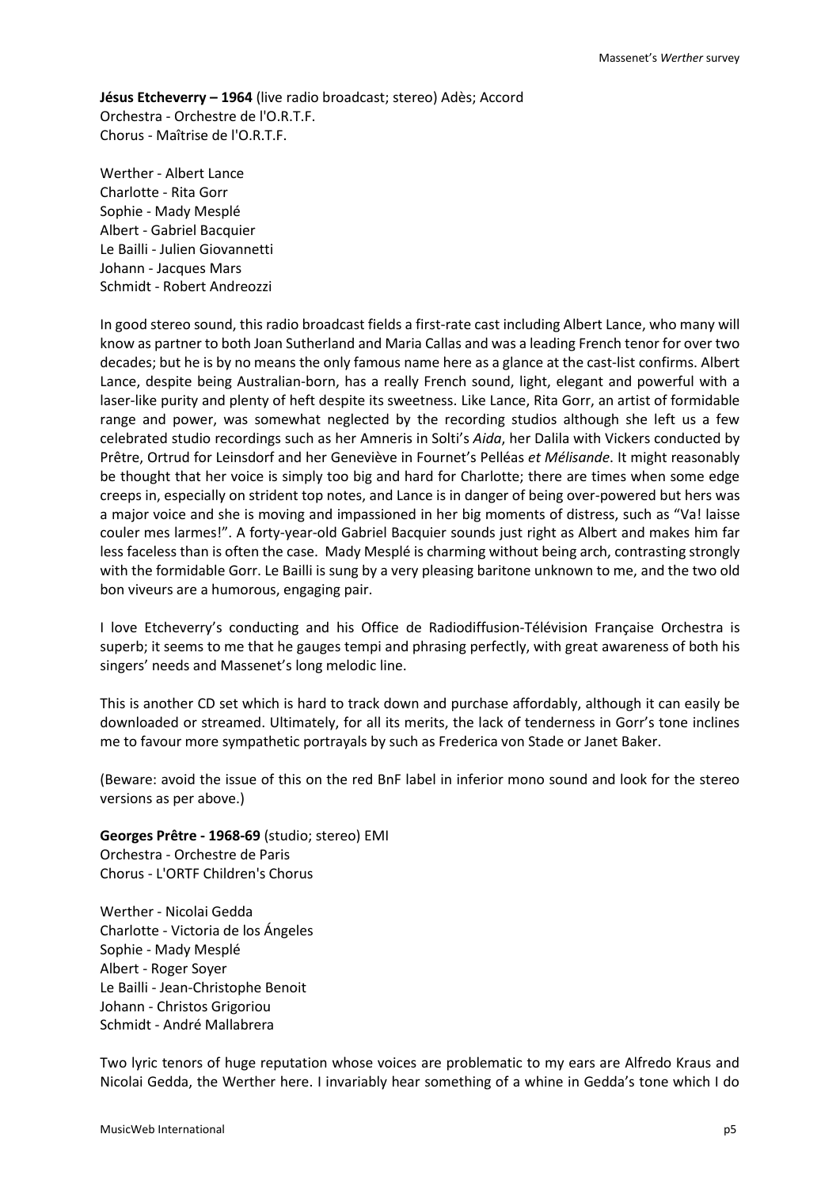**Jésus Etcheverry – 1964** (live radio broadcast; stereo) Adès; Accord
Orchestra - Orchestre de l'O.R.T.F.
Chorus - Maîtrise de l'O.R.T.F.

Werther - Albert Lance
Charlotte - Rita Gorr
Sophie - Mady Mesplé
Albert - Gabriel Bacquier
Le Bailli - Julien Giovannetti
Johann - Jacques Mars
Schmidt - Robert Andreozzi

In good stereo sound, this radio broadcast fields a first-rate cast including Albert Lance, who many will know as partner to both Joan Sutherland and Maria Callas and was a leading French tenor for over two decades; but he is by no means the only famous name here as a glance at the cast-list confirms. Albert Lance, despite being Australian-born, has a really French sound, light, elegant and powerful with a laser-like purity and plenty of heft despite its sweetness. Like Lance, Rita Gorr, an artist of formidable range and power, was somewhat neglected by the recording studios although she left us a few celebrated studio recordings such as her Amneris in Solti's *Aida*, her Dalila with Vickers conducted by Prêtre, Ortrud for Leinsdorf and her Geneviève in Fournet's Pelléas *et Mélisande*. It might reasonably be thought that her voice is simply too big and hard for Charlotte; there are times when some edge creeps in, especially on strident top notes, and Lance is in danger of being over-powered but hers was a major voice and she is moving and impassioned in her big moments of distress, such as "Va! laisse couler mes larmes!". A forty-year-old Gabriel Bacquier sounds just right as Albert and makes him far less faceless than is often the case. Mady Mesplé is charming without being arch, contrasting strongly with the formidable Gorr. Le Bailli is sung by a very pleasing baritone unknown to me, and the two old bon viveurs are a humorous, engaging pair.

I love Etcheverry's conducting and his Office de Radiodiffusion-Télévision Française Orchestra is superb; it seems to me that he gauges tempi and phrasing perfectly, with great awareness of both his singers' needs and Massenet's long melodic line.

This is another CD set which is hard to track down and purchase affordably, although it can easily be downloaded or streamed. Ultimately, for all its merits, the lack of tenderness in Gorr's tone inclines me to favour more sympathetic portrayals by such as Frederica von Stade or Janet Baker.

(Beware: avoid the issue of this on the red BnF label in inferior mono sound and look for the stereo versions as per above.)

**Georges Prêtre - 1968-69** (studio; stereo) EMI
Orchestra - Orchestre de Paris
Chorus - L'ORTF Children's Chorus

Werther - Nicolai Gedda
Charlotte - Victoria de los Ángeles
Sophie - Mady Mesplé
Albert - Roger Soyer
Le Bailli - Jean-Christophe Benoit
Johann - Christos Grigoriou
Schmidt - André Mallabrera

Two lyric tenors of huge reputation whose voices are problematic to my ears are Alfredo Kraus and Nicolai Gedda, the Werther here. I invariably hear something of a whine in Gedda's tone which I do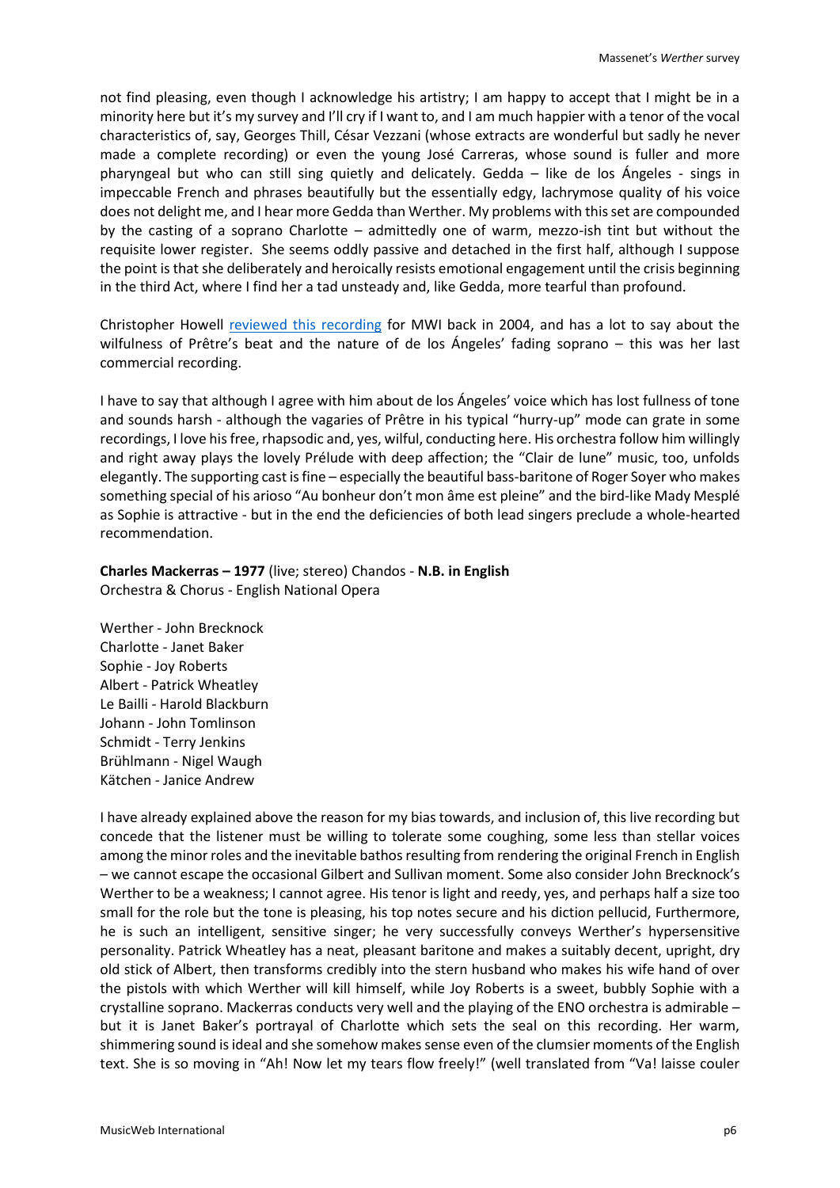not find pleasing, even though I acknowledge his artistry; I am happy to accept that I might be in a minority here but it's my survey and I'll cry if I want to, and I am much happier with a tenor of the vocal characteristics of, say, Georges Thill, César Vezzani (whose extracts are wonderful but sadly he never made a complete recording) or even the young José Carreras, whose sound is fuller and more pharyngeal but who can still sing quietly and delicately. Gedda – like de los Ángeles - sings in impeccable French and phrases beautifully but the essentially edgy, lachrymose quality of his voice does not delight me, and I hear more Gedda than Werther. My problems with this set are compounded by the casting of a soprano Charlotte – admittedly one of warm, mezzo-ish tint but without the requisite lower register. She seems oddly passive and detached in the first half, although I suppose the point is that she deliberately and heroically resists emotional engagement until the crisis beginning in the third Act, where I find her a tad unsteady and, like Gedda, more tearful than profound.

Christopher Howell reviewed this recording for MWI back in 2004, and has a lot to say about the wilfulness of Prêtre's beat and the nature of de los Ángeles' fading soprano – this was her last commercial recording.

I have to say that although I agree with him about de los Ángeles' voice which has lost fullness of tone and sounds harsh - although the vagaries of Prêtre in his typical "hurry-up" mode can grate in some recordings, I love his free, rhapsodic and, yes, wilful, conducting here. His orchestra follow him willingly and right away plays the lovely Prélude with deep affection; the "Clair de lune" music, too, unfolds elegantly. The supporting cast is fine – especially the beautiful bass-baritone of Roger Soyer who makes something special of his arioso "Au bonheur don't mon âme est pleine" and the bird-like Mady Mesplé as Sophie is attractive - but in the end the deficiencies of both lead singers preclude a whole-hearted recommendation.

**Charles Mackerras – 1977** (live; stereo) Chandos - **N.B. in English**
Orchestra & Chorus - English National Opera

Werther - John Brecknock
Charlotte - Janet Baker
Sophie - Joy Roberts
Albert - Patrick Wheatley
Le Bailli - Harold Blackburn
Johann - John Tomlinson
Schmidt - Terry Jenkins
Brühlmann - Nigel Waugh
Kätchen - Janice Andrew

I have already explained above the reason for my bias towards, and inclusion of, this live recording but concede that the listener must be willing to tolerate some coughing, some less than stellar voices among the minor roles and the inevitable bathos resulting from rendering the original French in English – we cannot escape the occasional Gilbert and Sullivan moment. Some also consider John Brecknock's Werther to be a weakness; I cannot agree. His tenor is light and reedy, yes, and perhaps half a size too small for the role but the tone is pleasing, his top notes secure and his diction pellucid, Furthermore, he is such an intelligent, sensitive singer; he very successfully conveys Werther's hypersensitive personality. Patrick Wheatley has a neat, pleasant baritone and makes a suitably decent, upright, dry old stick of Albert, then transforms credibly into the stern husband who makes his wife hand of over the pistols with which Werther will kill himself, while Joy Roberts is a sweet, bubbly Sophie with a crystalline soprano. Mackerras conducts very well and the playing of the ENO orchestra is admirable – but it is Janet Baker's portrayal of Charlotte which sets the seal on this recording. Her warm, shimmering sound is ideal and she somehow makes sense even of the clumsier moments of the English text. She is so moving in "Ah! Now let my tears flow freely!" (well translated from "Va! laisse couler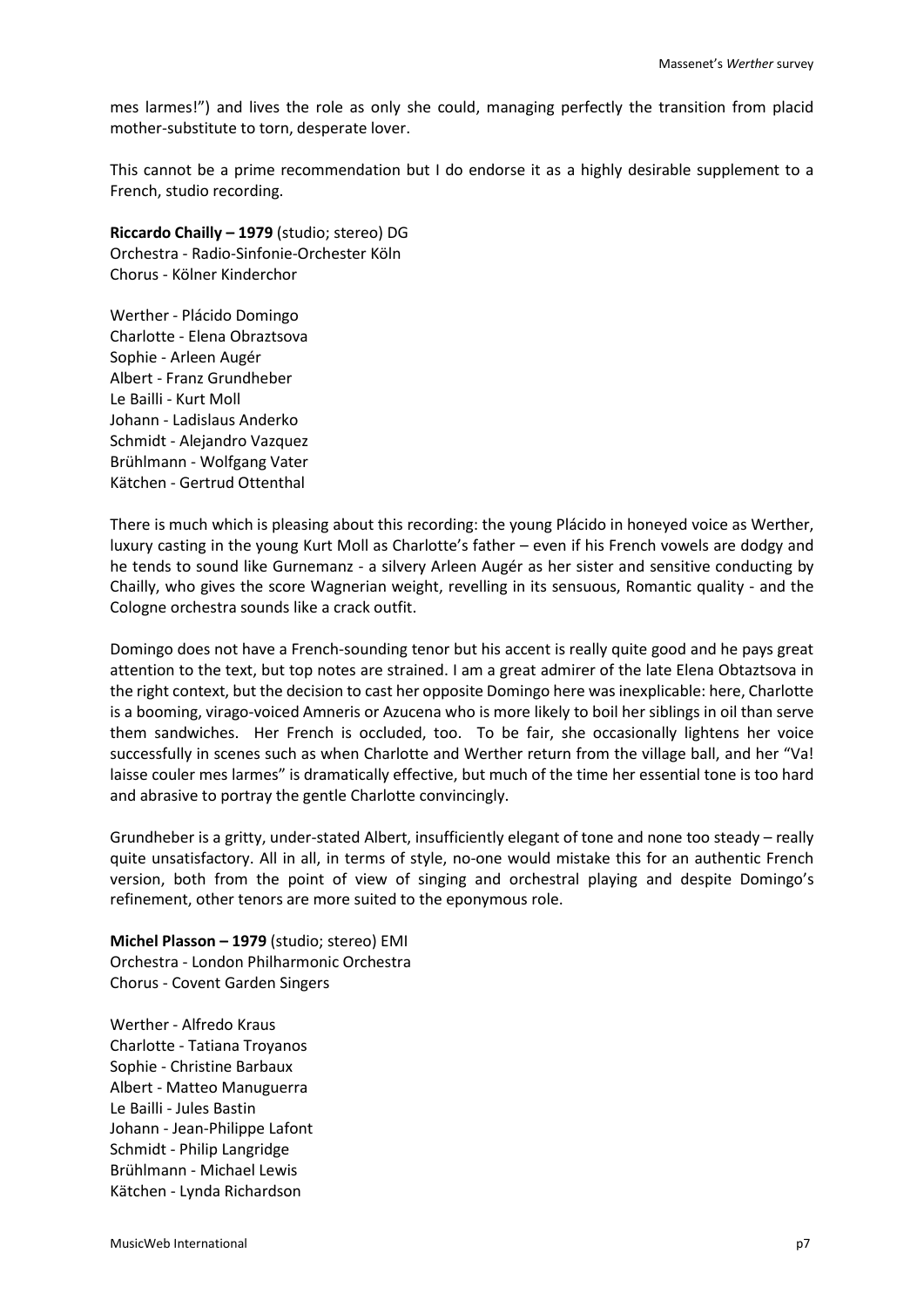mes larmes!") and lives the role as only she could, managing perfectly the transition from placid mother-substitute to torn, desperate lover.

This cannot be a prime recommendation but I do endorse it as a highly desirable supplement to a French, studio recording.

**Riccardo Chailly – 1979** (studio; stereo) DG
Orchestra - Radio-Sinfonie-Orchester Köln
Chorus - Kölner Kinderchor

Werther - Plácido Domingo
Charlotte - Elena Obraztsova
Sophie - Arleen Augér
Albert - Franz Grundheber
Le Bailli - Kurt Moll
Johann - Ladislaus Anderko
Schmidt - Alejandro Vazquez
Brühlmann - Wolfgang Vater
Kätchen - Gertrud Ottenthal

There is much which is pleasing about this recording: the young Plácido in honeyed voice as Werther, luxury casting in the young Kurt Moll as Charlotte's father – even if his French vowels are dodgy and he tends to sound like Gurnemanz - a silvery Arleen Augér as her sister and sensitive conducting by Chailly, who gives the score Wagnerian weight, revelling in its sensuous, Romantic quality - and the Cologne orchestra sounds like a crack outfit.

Domingo does not have a French-sounding tenor but his accent is really quite good and he pays great attention to the text, but top notes are strained. I am a great admirer of the late Elena Obtaztsova in the right context, but the decision to cast her opposite Domingo here was inexplicable: here, Charlotte is a booming, virago-voiced Amneris or Azucena who is more likely to boil her siblings in oil than serve them sandwiches. Her French is occluded, too. To be fair, she occasionally lightens her voice successfully in scenes such as when Charlotte and Werther return from the village ball, and her "Va! laisse couler mes larmes" is dramatically effective, but much of the time her essential tone is too hard and abrasive to portray the gentle Charlotte convincingly.

Grundheber is a gritty, under-stated Albert, insufficiently elegant of tone and none too steady – really quite unsatisfactory. All in all, in terms of style, no-one would mistake this for an authentic French version, both from the point of view of singing and orchestral playing and despite Domingo's refinement, other tenors are more suited to the eponymous role.

**Michel Plasson – 1979** (studio; stereo) EMI
Orchestra - London Philharmonic Orchestra
Chorus - Covent Garden Singers

Werther - Alfredo Kraus
Charlotte - Tatiana Troyanos
Sophie - Christine Barbaux
Albert - Matteo Manuguerra
Le Bailli - Jules Bastin
Johann - Jean-Philippe Lafont
Schmidt - Philip Langridge
Brühlmann - Michael Lewis
Kätchen - Lynda Richardson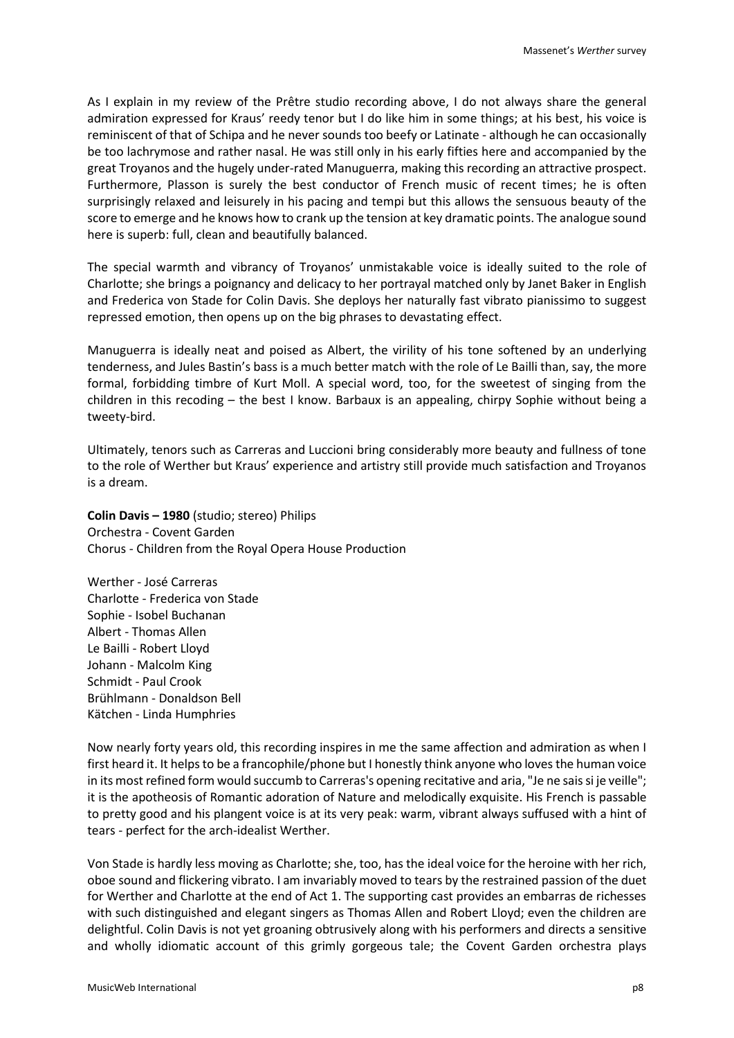As I explain in my review of the Prêtre studio recording above, I do not always share the general admiration expressed for Kraus' reedy tenor but I do like him in some things; at his best, his voice is reminiscent of that of Schipa and he never sounds too beefy or Latinate - although he can occasionally be too lachrymose and rather nasal. He was still only in his early fifties here and accompanied by the great Troyanos and the hugely under-rated Manuguerra, making this recording an attractive prospect. Furthermore, Plasson is surely the best conductor of French music of recent times; he is often surprisingly relaxed and leisurely in his pacing and tempi but this allows the sensuous beauty of the score to emerge and he knows how to crank up the tension at key dramatic points. The analogue sound here is superb: full, clean and beautifully balanced.

The special warmth and vibrancy of Troyanos' unmistakable voice is ideally suited to the role of Charlotte; she brings a poignancy and delicacy to her portrayal matched only by Janet Baker in English and Frederica von Stade for Colin Davis. She deploys her naturally fast vibrato pianissimo to suggest repressed emotion, then opens up on the big phrases to devastating effect.

Manuguerra is ideally neat and poised as Albert, the virility of his tone softened by an underlying tenderness, and Jules Bastin's bass is a much better match with the role of Le Bailli than, say, the more formal, forbidding timbre of Kurt Moll. A special word, too, for the sweetest of singing from the children in this recoding – the best I know. Barbaux is an appealing, chirpy Sophie without being a tweety-bird.

Ultimately, tenors such as Carreras and Luccioni bring considerably more beauty and fullness of tone to the role of Werther but Kraus' experience and artistry still provide much satisfaction and Troyanos is a dream.

**Colin Davis – 1980** (studio; stereo) Philips
Orchestra - Covent Garden
Chorus - Children from the Royal Opera House Production

Werther - José Carreras
Charlotte - Frederica von Stade
Sophie - Isobel Buchanan
Albert - Thomas Allen
Le Bailli - Robert Lloyd
Johann - Malcolm King
Schmidt - Paul Crook
Brühlmann - Donaldson Bell
Kätchen - Linda Humphries

Now nearly forty years old, this recording inspires in me the same affection and admiration as when I first heard it. It helps to be a francophile/phone but I honestly think anyone who loves the human voice in its most refined form would succumb to Carreras's opening recitative and aria, "Je ne sais si je veille"; it is the apotheosis of Romantic adoration of Nature and melodically exquisite. His French is passable to pretty good and his plangent voice is at its very peak: warm, vibrant always suffused with a hint of tears - perfect for the arch-idealist Werther.

Von Stade is hardly less moving as Charlotte; she, too, has the ideal voice for the heroine with her rich, oboe sound and flickering vibrato. I am invariably moved to tears by the restrained passion of the duet for Werther and Charlotte at the end of Act 1. The supporting cast provides an embarras de richesses with such distinguished and elegant singers as Thomas Allen and Robert Lloyd; even the children are delightful. Colin Davis is not yet groaning obtrusively along with his performers and directs a sensitive and wholly idiomatic account of this grimly gorgeous tale; the Covent Garden orchestra plays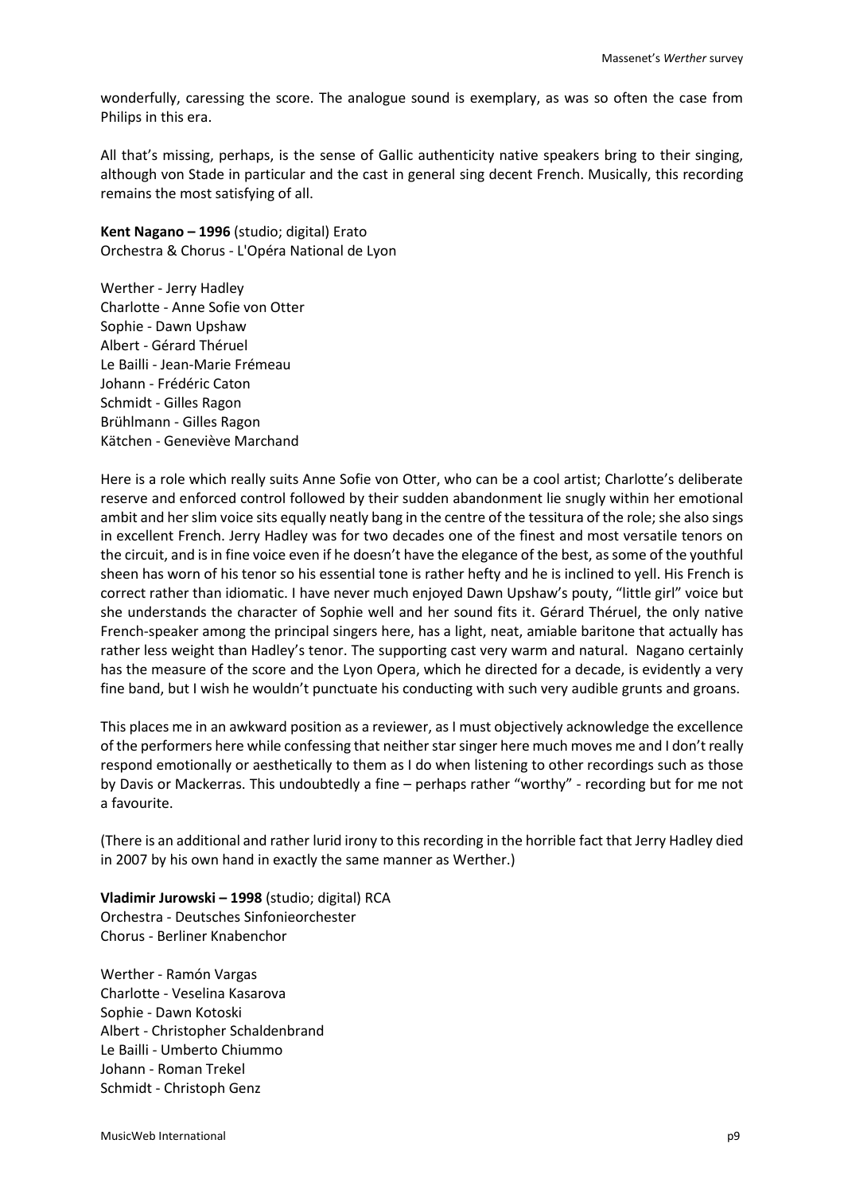wonderfully, caressing the score. The analogue sound is exemplary, as was so often the case from Philips in this era.

All that's missing, perhaps, is the sense of Gallic authenticity native speakers bring to their singing, although von Stade in particular and the cast in general sing decent French. Musically, this recording remains the most satisfying of all.

**Kent Nagano – 1996** (studio; digital) Erato
Orchestra & Chorus - L'Opéra National de Lyon

Werther - Jerry Hadley
Charlotte - Anne Sofie von Otter
Sophie - Dawn Upshaw
Albert - Gérard Théruel
Le Bailli - Jean-Marie Frémeau
Johann - Frédéric Caton
Schmidt - Gilles Ragon
Brühlmann - Gilles Ragon
Kätchen - Geneviève Marchand

Here is a role which really suits Anne Sofie von Otter, who can be a cool artist; Charlotte's deliberate reserve and enforced control followed by their sudden abandonment lie snugly within her emotional ambit and her slim voice sits equally neatly bang in the centre of the tessitura of the role; she also sings in excellent French. Jerry Hadley was for two decades one of the finest and most versatile tenors on the circuit, and is in fine voice even if he doesn't have the elegance of the best, as some of the youthful sheen has worn of his tenor so his essential tone is rather hefty and he is inclined to yell. His French is correct rather than idiomatic. I have never much enjoyed Dawn Upshaw's pouty, "little girl" voice but she understands the character of Sophie well and her sound fits it. Gérard Théruel, the only native French-speaker among the principal singers here, has a light, neat, amiable baritone that actually has rather less weight than Hadley's tenor. The supporting cast very warm and natural. Nagano certainly has the measure of the score and the Lyon Opera, which he directed for a decade, is evidently a very fine band, but I wish he wouldn't punctuate his conducting with such very audible grunts and groans.

This places me in an awkward position as a reviewer, as I must objectively acknowledge the excellence of the performers here while confessing that neither star singer here much moves me and I don't really respond emotionally or aesthetically to them as I do when listening to other recordings such as those by Davis or Mackerras. This undoubtedly a fine – perhaps rather "worthy" - recording but for me not a favourite.

(There is an additional and rather lurid irony to this recording in the horrible fact that Jerry Hadley died in 2007 by his own hand in exactly the same manner as Werther.)

**Vladimir Jurowski – 1998** (studio; digital) RCA
Orchestra - Deutsches Sinfonieorchester
Chorus - Berliner Knabenchor

Werther - Ramón Vargas
Charlotte - Veselina Kasarova
Sophie - Dawn Kotoski
Albert - Christopher Schaldenbrand
Le Bailli - Umberto Chiummo
Johann - Roman Trekel
Schmidt - Christoph Genz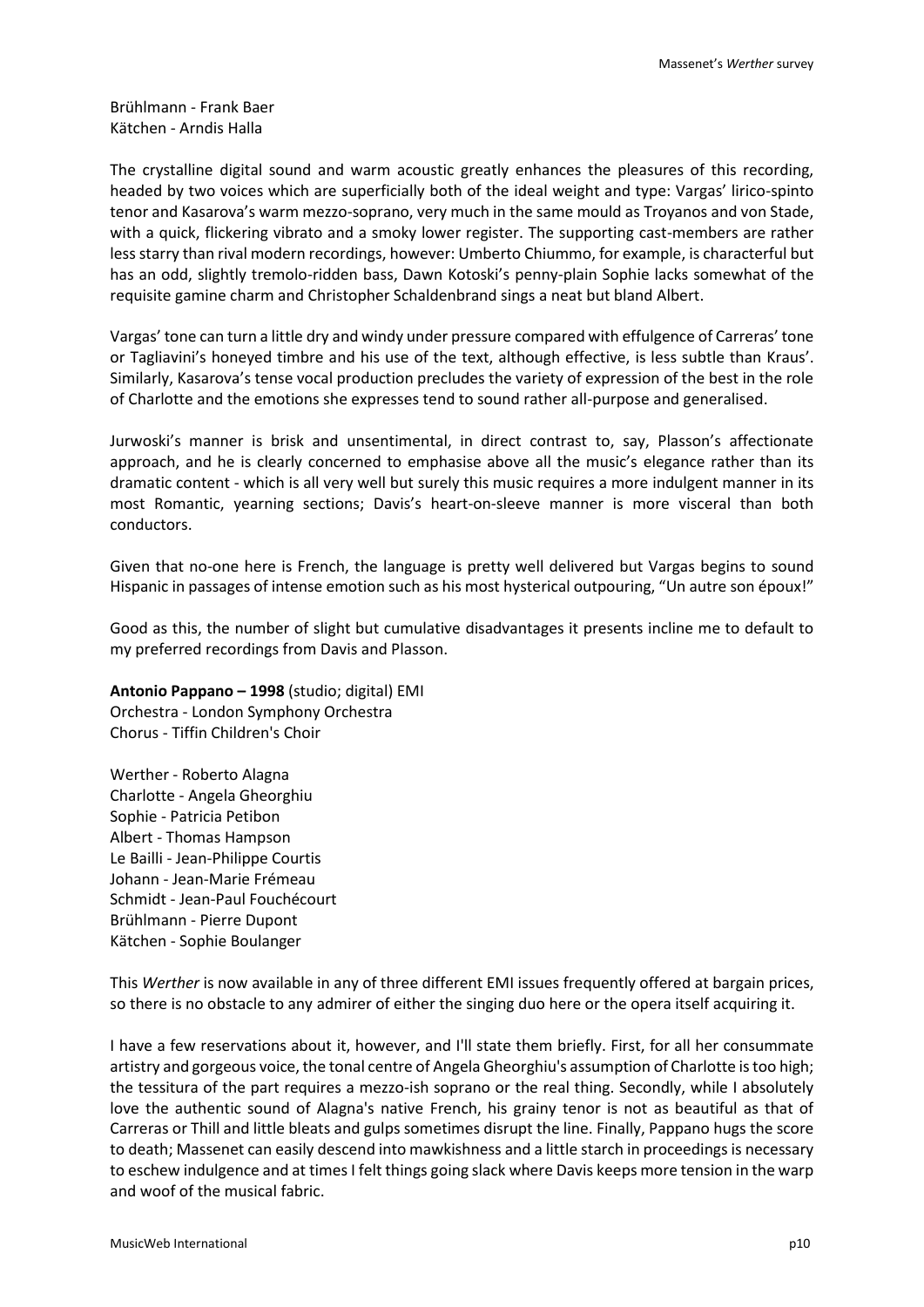Brühlmann - Frank Baer
Kätchen - Arndis Halla

The crystalline digital sound and warm acoustic greatly enhances the pleasures of this recording, headed by two voices which are superficially both of the ideal weight and type: Vargas' lirico-spinto tenor and Kasarova's warm mezzo-soprano, very much in the same mould as Troyanos and von Stade, with a quick, flickering vibrato and a smoky lower register. The supporting cast-members are rather less starry than rival modern recordings, however: Umberto Chiummo, for example, is characterful but has an odd, slightly tremolo-ridden bass, Dawn Kotoski's penny-plain Sophie lacks somewhat of the requisite gamine charm and Christopher Schaldenbrand sings a neat but bland Albert.

Vargas' tone can turn a little dry and windy under pressure compared with effulgence of Carreras' tone or Tagliavini's honeyed timbre and his use of the text, although effective, is less subtle than Kraus'. Similarly, Kasarova's tense vocal production precludes the variety of expression of the best in the role of Charlotte and the emotions she expresses tend to sound rather all-purpose and generalised.

Jurwoski's manner is brisk and unsentimental, in direct contrast to, say, Plasson's affectionate approach, and he is clearly concerned to emphasise above all the music's elegance rather than its dramatic content - which is all very well but surely this music requires a more indulgent manner in its most Romantic, yearning sections; Davis's heart-on-sleeve manner is more visceral than both conductors.

Given that no-one here is French, the language is pretty well delivered but Vargas begins to sound Hispanic in passages of intense emotion such as his most hysterical outpouring, "Un autre son époux!"

Good as this, the number of slight but cumulative disadvantages it presents incline me to default to my preferred recordings from Davis and Plasson.

**Antonio Pappano – 1998** (studio; digital) EMI
Orchestra - London Symphony Orchestra
Chorus - Tiffin Children's Choir

Werther - Roberto Alagna
Charlotte - Angela Gheorghiu
Sophie - Patricia Petibon
Albert - Thomas Hampson
Le Bailli - Jean-Philippe Courtis
Johann - Jean-Marie Frémeau
Schmidt - Jean-Paul Fouchécourt
Brühlmann - Pierre Dupont
Kätchen - Sophie Boulanger

This *Werther* is now available in any of three different EMI issues frequently offered at bargain prices, so there is no obstacle to any admirer of either the singing duo here or the opera itself acquiring it.

I have a few reservations about it, however, and I'll state them briefly. First, for all her consummate artistry and gorgeous voice, the tonal centre of Angela Gheorghiu's assumption of Charlotte is too high; the tessitura of the part requires a mezzo-ish soprano or the real thing. Secondly, while I absolutely love the authentic sound of Alagna's native French, his grainy tenor is not as beautiful as that of Carreras or Thill and little bleats and gulps sometimes disrupt the line. Finally, Pappano hugs the score to death; Massenet can easily descend into mawkishness and a little starch in proceedings is necessary to eschew indulgence and at times I felt things going slack where Davis keeps more tension in the warp and woof of the musical fabric.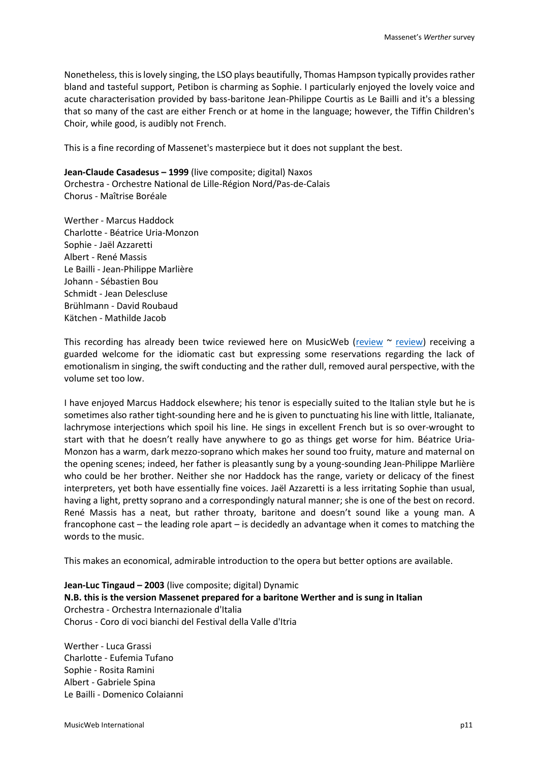Nonetheless, this is lovely singing, the LSO plays beautifully, Thomas Hampson typically provides rather bland and tasteful support, Petibon is charming as Sophie. I particularly enjoyed the lovely voice and acute characterisation provided by bass-baritone Jean-Philippe Courtis as Le Bailli and it's a blessing that so many of the cast are either French or at home in the language; however, the Tiffin Children's Choir, while good, is audibly not French.

This is a fine recording of Massenet's masterpiece but it does not supplant the best.

**Jean-Claude Casadesus – 1999** (live composite; digital) Naxos
Orchestra - Orchestre National de Lille-Région Nord/Pas-de-Calais
Chorus - Maîtrise Boréale

Werther - Marcus Haddock
Charlotte - Béatrice Uria-Monzon
Sophie - Jaël Azzaretti
Albert - René Massis
Le Bailli - Jean-Philippe Marlière
Johann - Sébastien Bou
Schmidt - Jean Delescluse
Brühlmann - David Roubaud
Kätchen - Mathilde Jacob

This recording has already been twice reviewed here on MusicWeb (review ~ review) receiving a guarded welcome for the idiomatic cast but expressing some reservations regarding the lack of emotionalism in singing, the swift conducting and the rather dull, removed aural perspective, with the volume set too low.

I have enjoyed Marcus Haddock elsewhere; his tenor is especially suited to the Italian style but he is sometimes also rather tight-sounding here and he is given to punctuating his line with little, Italianate, lachrymose interjections which spoil his line. He sings in excellent French but is so over-wrought to start with that he doesn't really have anywhere to go as things get worse for him. Béatrice Uria-Monzon has a warm, dark mezzo-soprano which makes her sound too fruity, mature and maternal on the opening scenes; indeed, her father is pleasantly sung by a young-sounding Jean-Philippe Marlière who could be her brother. Neither she nor Haddock has the range, variety or delicacy of the finest interpreters, yet both have essentially fine voices. Jaël Azzaretti is a less irritating Sophie than usual, having a light, pretty soprano and a correspondingly natural manner; she is one of the best on record. René Massis has a neat, but rather throaty, baritone and doesn't sound like a young man. A francophone cast – the leading role apart – is decidedly an advantage when it comes to matching the words to the music.

This makes an economical, admirable introduction to the opera but better options are available.

**Jean-Luc Tingaud – 2003** (live composite; digital) Dynamic
**N.B. this is the version Massenet prepared for a baritone Werther and is sung in Italian**
Orchestra - Orchestra Internazionale d'Italia
Chorus - Coro di voci bianchi del Festival della Valle d'Itria

Werther - Luca Grassi
Charlotte - Eufemia Tufano
Sophie - Rosita Ramini
Albert - Gabriele Spina
Le Bailli - Domenico Colaianni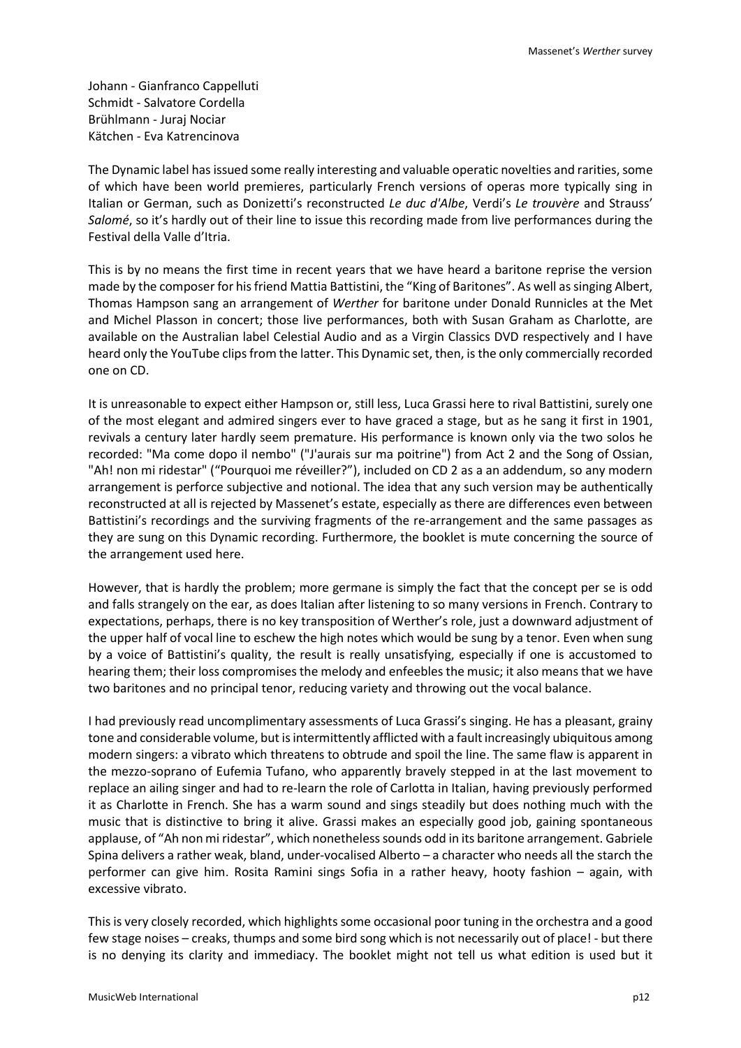Johann - Gianfranco Cappelluti
Schmidt - Salvatore Cordella
Brühlmann - Juraj Nociar
Kätchen - Eva Katrencinova

The Dynamic label has issued some really interesting and valuable operatic novelties and rarities, some of which have been world premieres, particularly French versions of operas more typically sing in Italian or German, such as Donizetti's reconstructed *Le duc d'Albe*, Verdi's *Le trouvère* and Strauss' *Salomé*, so it's hardly out of their line to issue this recording made from live performances during the Festival della Valle d'Itria.

This is by no means the first time in recent years that we have heard a baritone reprise the version made by the composer for his friend Mattia Battistini, the "King of Baritones". As well as singing Albert, Thomas Hampson sang an arrangement of *Werther* for baritone under Donald Runnicles at the Met and Michel Plasson in concert; those live performances, both with Susan Graham as Charlotte, are available on the Australian label Celestial Audio and as a Virgin Classics DVD respectively and I have heard only the YouTube clips from the latter. This Dynamic set, then, is the only commercially recorded one on CD.

It is unreasonable to expect either Hampson or, still less, Luca Grassi here to rival Battistini, surely one of the most elegant and admired singers ever to have graced a stage, but as he sang it first in 1901, revivals a century later hardly seem premature. His performance is known only via the two solos he recorded: "Ma come dopo il nembo" ("J'aurais sur ma poitrine") from Act 2 and the Song of Ossian, "Ah! non mi ridestar" ("Pourquoi me réveiller?"), included on CD 2 as a an addendum, so any modern arrangement is perforce subjective and notional. The idea that any such version may be authentically reconstructed at all is rejected by Massenet's estate, especially as there are differences even between Battistini's recordings and the surviving fragments of the re-arrangement and the same passages as they are sung on this Dynamic recording. Furthermore, the booklet is mute concerning the source of the arrangement used here.

However, that is hardly the problem; more germane is simply the fact that the concept per se is odd and falls strangely on the ear, as does Italian after listening to so many versions in French. Contrary to expectations, perhaps, there is no key transposition of Werther's role, just a downward adjustment of the upper half of vocal line to eschew the high notes which would be sung by a tenor. Even when sung by a voice of Battistini's quality, the result is really unsatisfying, especially if one is accustomed to hearing them; their loss compromises the melody and enfeebles the music; it also means that we have two baritones and no principal tenor, reducing variety and throwing out the vocal balance.

I had previously read uncomplimentary assessments of Luca Grassi's singing. He has a pleasant, grainy tone and considerable volume, but is intermittently afflicted with a fault increasingly ubiquitous among modern singers: a vibrato which threatens to obtrude and spoil the line. The same flaw is apparent in the mezzo-soprano of Eufemia Tufano, who apparently bravely stepped in at the last movement to replace an ailing singer and had to re-learn the role of Carlotta in Italian, having previously performed it as Charlotte in French. She has a warm sound and sings steadily but does nothing much with the music that is distinctive to bring it alive. Grassi makes an especially good job, gaining spontaneous applause, of "Ah non mi ridestar", which nonetheless sounds odd in its baritone arrangement. Gabriele Spina delivers a rather weak, bland, under-vocalised Alberto – a character who needs all the starch the performer can give him. Rosita Ramini sings Sofia in a rather heavy, hooty fashion – again, with excessive vibrato.

This is very closely recorded, which highlights some occasional poor tuning in the orchestra and a good few stage noises – creaks, thumps and some bird song which is not necessarily out of place! - but there is no denying its clarity and immediacy. The booklet might not tell us what edition is used but it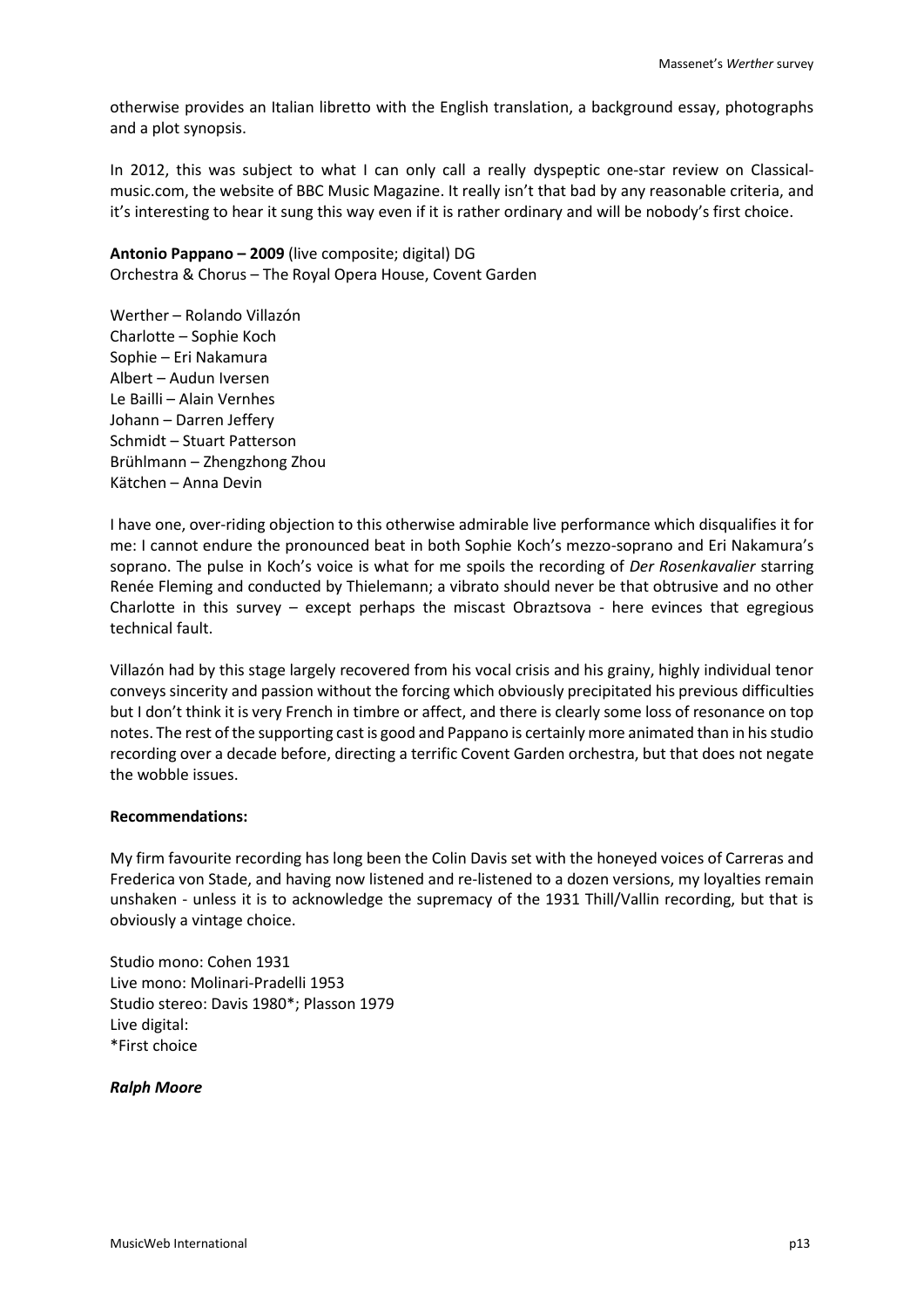otherwise provides an Italian libretto with the English translation, a background essay, photographs and a plot synopsis.

In 2012, this was subject to what I can only call a really dyspeptic one-star review on Classical-music.com, the website of BBC Music Magazine. It really isn't that bad by any reasonable criteria, and it's interesting to hear it sung this way even if it is rather ordinary and will be nobody's first choice.

**Antonio Pappano – 2009** (live composite; digital) DG
Orchestra & Chorus – The Royal Opera House, Covent Garden

Werther – Rolando Villazón
Charlotte – Sophie Koch
Sophie – Eri Nakamura
Albert – Audun Iversen
Le Bailli – Alain Vernhes
Johann – Darren Jeffery
Schmidt – Stuart Patterson
Brühlmann – Zhengzhong Zhou
Kätchen – Anna Devin

I have one, over-riding objection to this otherwise admirable live performance which disqualifies it for me: I cannot endure the pronounced beat in both Sophie Koch's mezzo-soprano and Eri Nakamura's soprano. The pulse in Koch's voice is what for me spoils the recording of *Der Rosenkavalier* starring Renée Fleming and conducted by Thielemann; a vibrato should never be that obtrusive and no other Charlotte in this survey – except perhaps the miscast Obraztsova - here evinces that egregious technical fault.

Villazón had by this stage largely recovered from his vocal crisis and his grainy, highly individual tenor conveys sincerity and passion without the forcing which obviously precipitated his previous difficulties but I don't think it is very French in timbre or affect, and there is clearly some loss of resonance on top notes. The rest of the supporting cast is good and Pappano is certainly more animated than in his studio recording over a decade before, directing a terrific Covent Garden orchestra, but that does not negate the wobble issues.

**Recommendations:**

My firm favourite recording has long been the Colin Davis set with the honeyed voices of Carreras and Frederica von Stade, and having now listened and re-listened to a dozen versions, my loyalties remain unshaken - unless it is to acknowledge the supremacy of the 1931 Thill/Vallin recording, but that is obviously a vintage choice.

Studio mono: Cohen 1931
Live mono: Molinari-Pradelli 1953
Studio stereo: Davis 1980*; Plasson 1979
Live digital:
*First choice

***Ralph Moore***